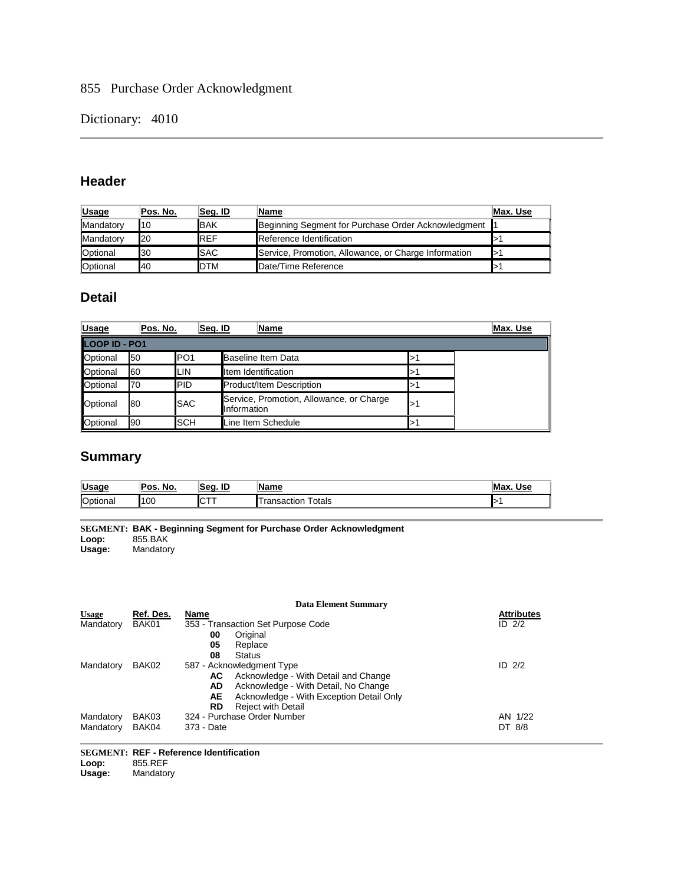855 Purchase Order Acknowledgment

Dictionary: 4010

---

## Header

| Usage | Pos. No. | Seg. ID | Name | Max. Use |
|---|---|---|---|---|
| Mandatory | 10 | BAK | Beginning Segment for Purchase Order Acknowledgment | 1 |
| Mandatory | 20 | REF | Reference Identification | >1 |
| Optional | 30 | SAC | Service, Promotion, Allowance, or Charge Information | >1 |
| Optional | 40 | DTM | Date/Time Reference | >1 |

## Detail

| Usage | Pos. No. | Seg. ID | Name | Max. Use |
|---|---|---|---|---|
| **LOOP ID - PO1** | | | | |
| Optional | 50 | PO1 | Baseline Item Data | >1 |
| Optional | 60 | LIN | Item Identification | >1 |
| Optional | 70 | PID | Product/Item Description | >1 |
| Optional | 80 | SAC | Service, Promotion, Allowance, or Charge Information | >1 |
| Optional | 90 | SCH | Line Item Schedule | >1 |

## Summary

| Usage | Pos. No. | Seg. ID | Name | Max. Use |
|---|---|---|---|---|
| Optional | 100 | CTT | Transaction Totals | >1 |

---

**SEGMENT: BAK - Beginning Segment for Purchase Order Acknowledgment**
**Loop:** 855.BAK
**Usage:** Mandatory

**Data Element Summary**

| Usage | Ref. Des. | Name | Attributes |
|---|---|---|---|
| Mandatory | BAK01 | 353 - Transaction Set Purpose Code<br>**00** Original<br>**05** Replace<br>**08** Status | ID 2/2 |
| Mandatory | BAK02 | 587 - Acknowledgment Type<br>**AC** Acknowledge - With Detail and Change<br>**AD** Acknowledge - With Detail, No Change<br>**AE** Acknowledge - With Exception Detail Only<br>**RD** Reject with Detail | ID 2/2 |
| Mandatory | BAK03 | 324 - Purchase Order Number | AN 1/22 |
| Mandatory | BAK04 | 373 - Date | DT 8/8 |

---

**SEGMENT: REF - Reference Identification**
**Loop:** 855.REF
**Usage:** Mandatory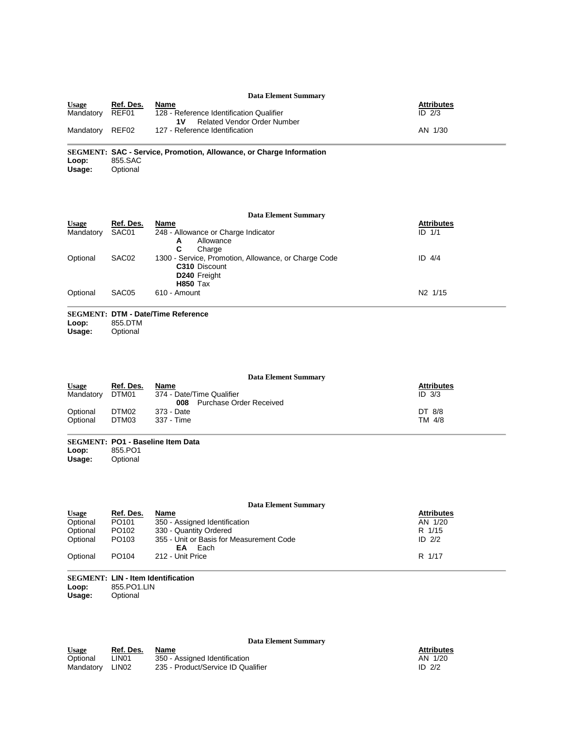**Data Element Summary**

| Usage | Ref. Des. | Name | Attributes |
| --- | --- | --- | --- |
| Mandatory | REF01 | 128 - Reference Identification Qualifier<br>**1V** Related Vendor Order Number | ID 2/3 |
| Mandatory | REF02 | 127 - Reference Identification | AN 1/30 |

**SEGMENT: SAC - Service, Promotion, Allowance, or Charge Information**

**Loop:** 855.SAC
**Usage:** Optional

**Data Element Summary**

| Usage | Ref. Des. | Name | Attributes |
| --- | --- | --- | --- |
| Mandatory | SAC01 | 248 - Allowance or Charge Indicator<br>**A** Allowance<br>**C** Charge | ID 1/1 |
| Optional | SAC02 | 1300 - Service, Promotion, Allowance, or Charge Code<br>**C310** Discount<br>**D240** Freight<br>**H850** Tax | ID 4/4 |
| Optional | SAC05 | 610 - Amount | N2 1/15 |

**SEGMENT: DTM - Date/Time Reference**

**Loop:** 855.DTM
**Usage:** Optional

**Data Element Summary**

| Usage | Ref. Des. | Name | Attributes |
| --- | --- | --- | --- |
| Mandatory | DTM01 | 374 - Date/Time Qualifier<br>**008** Purchase Order Received | ID 3/3 |
| Optional | DTM02 | 373 - Date | DT 8/8 |
| Optional | DTM03 | 337 - Time | TM 4/8 |

**SEGMENT: PO1 - Baseline Item Data**

**Loop:** 855.PO1
**Usage:** Optional

**Data Element Summary**

| Usage | Ref. Des. | Name | Attributes |
| --- | --- | --- | --- |
| Optional | PO101 | 350 - Assigned Identification | AN 1/20 |
| Optional | PO102 | 330 - Quantity Ordered | R 1/15 |
| Optional | PO103 | 355 - Unit or Basis for Measurement Code<br>**EA** Each | ID 2/2 |
| Optional | PO104 | 212 - Unit Price | R 1/17 |

**SEGMENT: LIN - Item Identification**

**Loop:** 855.PO1.LIN
**Usage:** Optional

**Data Element Summary**

| Usage | Ref. Des. | Name | Attributes |
| --- | --- | --- | --- |
| Optional | LIN01 | 350 - Assigned Identification | AN 1/20 |
| Mandatory | LIN02 | 235 - Product/Service ID Qualifier | ID 2/2 |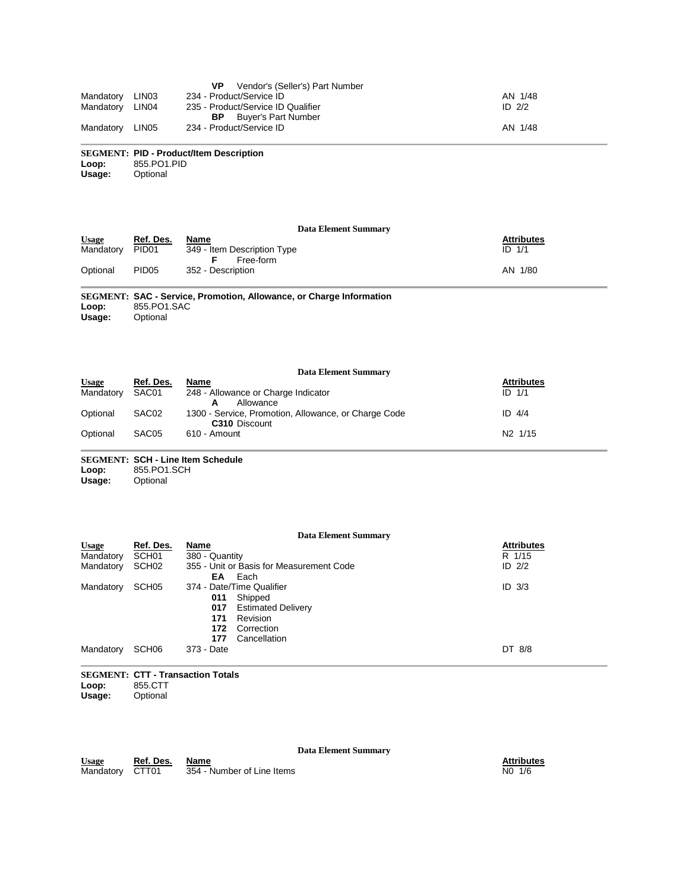| Usage | Ref. Des. | Name | Attributes |
|---|---|---|---|
| | | **VP** Vendor's (Seller's) Part Number | |
| Mandatory | LIN03 | 234 - Product/Service ID | AN 1/48 |
| Mandatory | LIN04 | 235 - Product/Service ID Qualifier | ID 2/2 |
| | | **BP** Buyer's Part Number | |
| Mandatory | LIN05 | 234 - Product/Service ID | AN 1/48 |

**SEGMENT: PID - Product/Item Description**
**Loop:** 855.PO1.PID
**Usage:** Optional

**Data Element Summary**

| Usage | Ref. Des. | Name | Attributes |
|---|---|---|---|
| Mandatory | PID01 | 349 - Item Description Type | ID 1/1 |
| | | **F** Free-form | |
| Optional | PID05 | 352 - Description | AN 1/80 |

**SEGMENT: SAC - Service, Promotion, Allowance, or Charge Information**
**Loop:** 855.PO1.SAC
**Usage:** Optional

**Data Element Summary**

| Usage | Ref. Des. | Name | Attributes |
|---|---|---|---|
| Mandatory | SAC01 | 248 - Allowance or Charge Indicator | ID 1/1 |
| | | **A** Allowance | |
| Optional | SAC02 | 1300 - Service, Promotion, Allowance, or Charge Code | ID 4/4 |
| | | **C310** Discount | |
| Optional | SAC05 | 610 - Amount | N2 1/15 |

**SEGMENT: SCH - Line Item Schedule**
**Loop:** 855.PO1.SCH
**Usage:** Optional

**Data Element Summary**

| Usage | Ref. Des. | Name | Attributes |
|---|---|---|---|
| Mandatory | SCH01 | 380 - Quantity | R 1/15 |
| Mandatory | SCH02 | 355 - Unit or Basis for Measurement Code | ID 2/2 |
| | | **EA** Each | |
| Mandatory | SCH05 | 374 - Date/Time Qualifier | ID 3/3 |
| | | **011** Shipped | |
| | | **017** Estimated Delivery | |
| | | **171** Revision | |
| | | **172** Correction | |
| | | **177** Cancellation | |
| Mandatory | SCH06 | 373 - Date | DT 8/8 |

**SEGMENT: CTT - Transaction Totals**
**Loop:** 855.CTT
**Usage:** Optional

**Data Element Summary**

| Usage | Ref. Des. | Name | Attributes |
|---|---|---|---|
| Mandatory | CTT01 | 354 - Number of Line Items | N0 1/6 |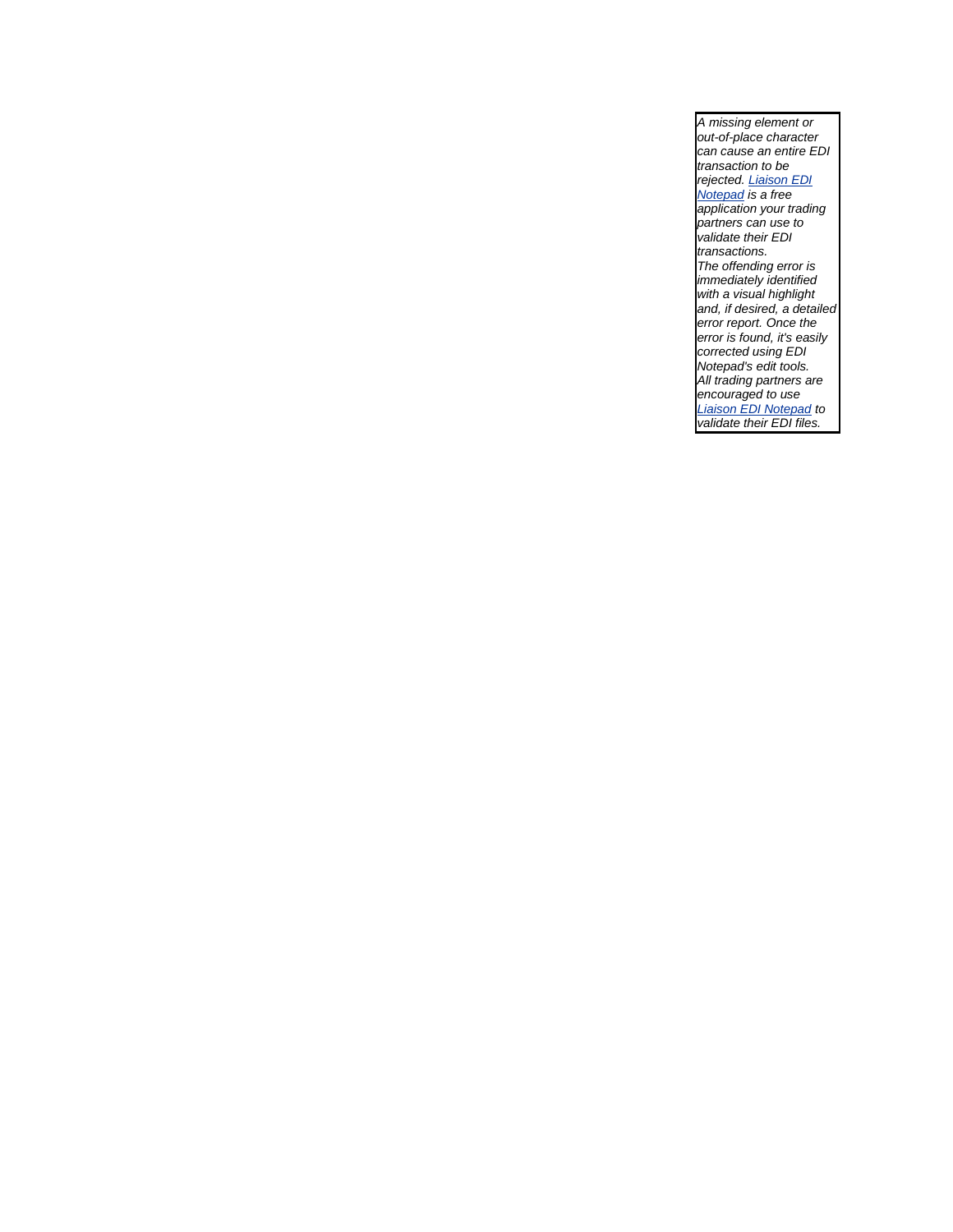*A missing element or out-of-place character can cause an entire EDI transaction to be rejected. [Liaison EDI Notepad] is a free application your trading partners can use to validate their EDI transactions.*
*The offending error is immediately identified with a visual highlight and, if desired, a detailed error report. Once the error is found, it's easily corrected using EDI Notepad's edit tools.*
*All trading partners are encouraged to use [Liaison EDI Notepad] to validate their EDI files.*